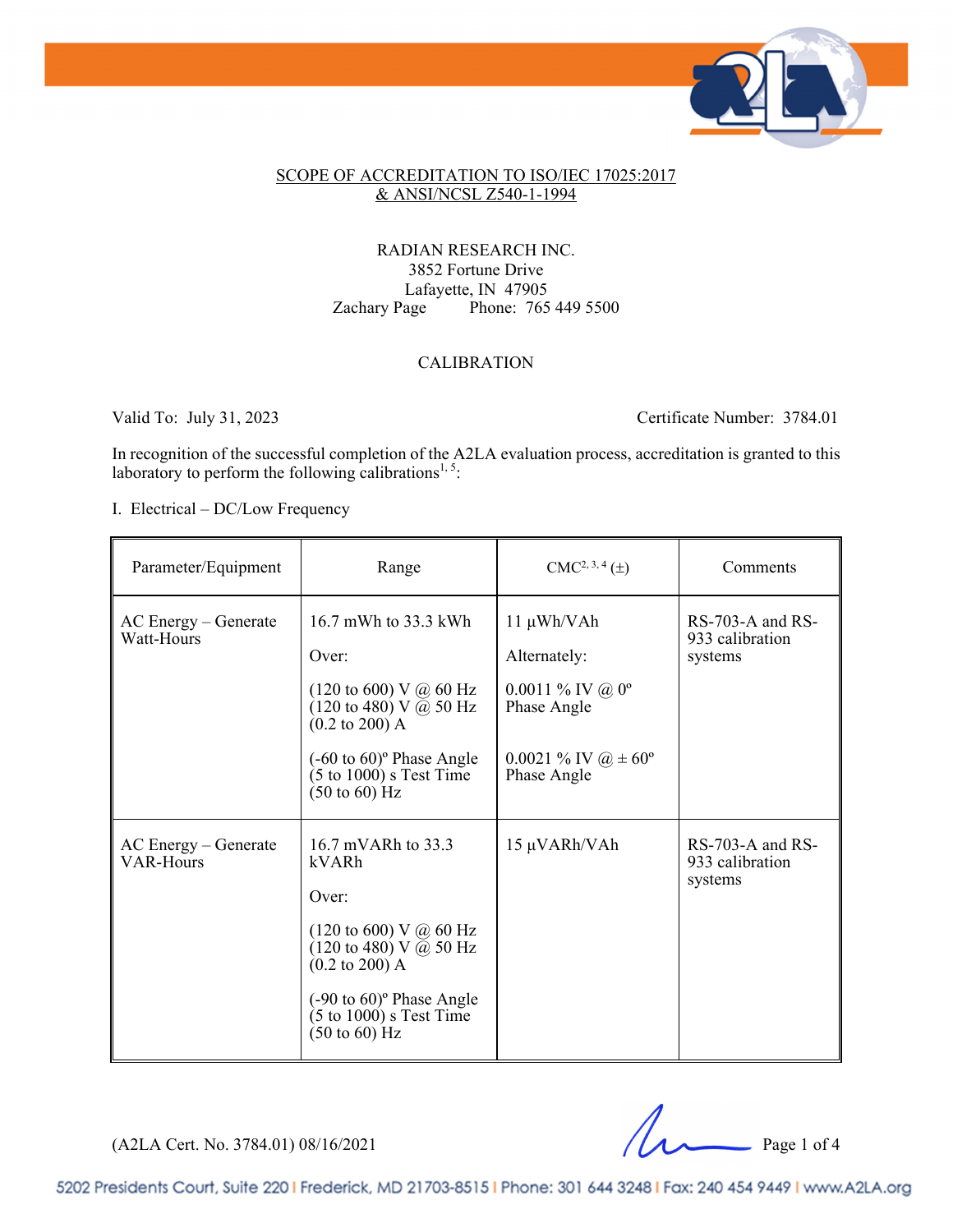SCOPE OF ACCREDITATION TO ISO/IEC 17025:2017
& ANSI/NCSL Z540-1-1994

RADIAN RESEARCH INC.
3852 Fortune Drive
Lafayette, IN 47905
Zachary Page Phone: 765 449 5500

CALIBRATION

Valid To: July 31, 2023 Certificate Number: 3784.01

In recognition of the successful completion of the A2LA evaluation process, accreditation is granted to this laboratory to perform the following calibrations[1, 5]:

I. Electrical – DC/Low Frequency

| Parameter/Equipment | Range | CMC[2, 3, 4] (±) | Comments |
|---|---|---|---|
| AC Energy – Generate Watt-Hours | 16.7 mWh to 33.3 kWh<br><br>Over:<br><br>(120 to 600) V @ 60 Hz<br>(120 to 480) V @ 50 Hz<br>(0.2 to 200) A<br><br>(-60 to 60)º Phase Angle<br>(5 to 1000) s Test Time<br>(50 to 60) Hz | 11 µWh/VAh<br><br>Alternately:<br><br>0.0011 % IV @ 0º Phase Angle<br><br>0.0021 % IV @ ± 60º Phase Angle | RS-703-A and RS-933 calibration systems |
| AC Energy – Generate VAR-Hours | 16.7 mVARh to 33.3 kVARh<br><br>Over:<br><br>(120 to 600) V @ 60 Hz<br>(120 to 480) V @ 50 Hz<br>(0.2 to 200) A<br><br>(-90 to 60)º Phase Angle<br>(5 to 1000) s Test Time<br>(50 to 60) Hz | 15 µVARh/VAh | RS-703-A and RS-933 calibration systems |

(A2LA Cert. No. 3784.01) 08/16/2021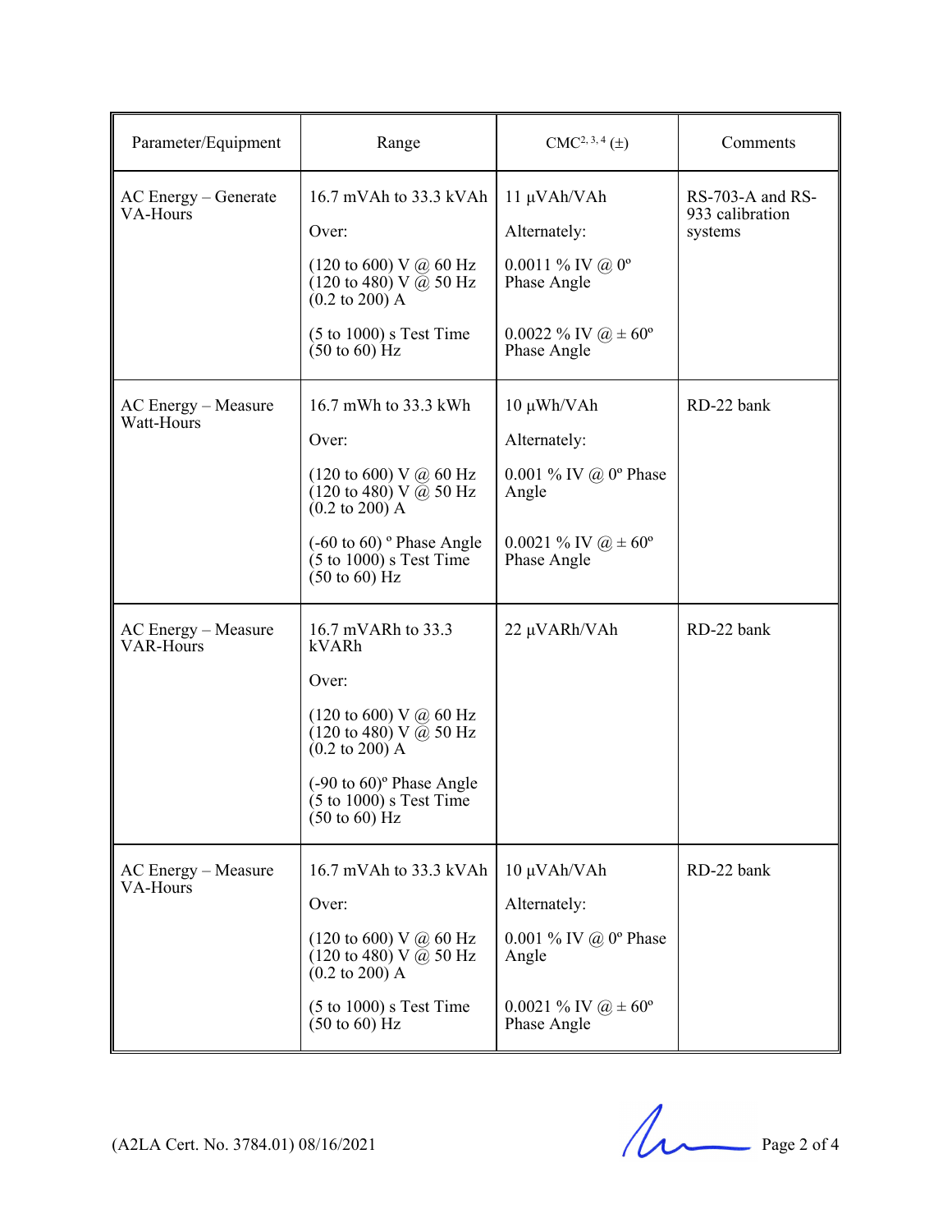| Parameter/Equipment | Range | CMC[2, 3, 4] (±) | Comments |
|---|---|---|---|
| AC Energy – Generate VA-Hours | 16.7 mVAh to 33.3 kVAh<br><br>Over:<br><br>(120 to 600) V @ 60 Hz<br>(120 to 480) V @ 50 Hz<br>(0.2 to 200) A<br><br>(5 to 1000) s Test Time<br>(50 to 60) Hz | 11 µVAh/VAh<br><br>Alternately:<br><br>0.0011 % IV @ 0º Phase Angle<br><br>0.0022 % IV @ ± 60º Phase Angle | RS-703-A and RS-933 calibration systems |
| AC Energy – Measure Watt-Hours | 16.7 mWh to 33.3 kWh<br><br>Over:<br><br>(120 to 600) V @ 60 Hz<br>(120 to 480) V @ 50 Hz<br>(0.2 to 200) A<br><br>(-60 to 60) º Phase Angle<br>(5 to 1000) s Test Time<br>(50 to 60) Hz | 10 µWh/VAh<br><br>Alternately:<br><br>0.001 % IV @ 0º Phase Angle<br><br>0.0021 % IV @ ± 60º Phase Angle | RD-22 bank |
| AC Energy – Measure VAR-Hours | 16.7 mVARh to 33.3 kVARh<br><br>Over:<br><br>(120 to 600) V @ 60 Hz<br>(120 to 480) V @ 50 Hz<br>(0.2 to 200) A<br><br>(-90 to 60)º Phase Angle<br>(5 to 1000) s Test Time<br>(50 to 60) Hz | 22 µVARh/VAh | RD-22 bank |
| AC Energy – Measure VA-Hours | 16.7 mVAh to 33.3 kVAh<br><br>Over:<br><br>(120 to 600) V @ 60 Hz<br>(120 to 480) V @ 50 Hz<br>(0.2 to 200) A<br><br>(5 to 1000) s Test Time<br>(50 to 60) Hz | 10 µVAh/VAh<br><br>Alternately:<br><br>0.001 % IV @ 0º Phase Angle<br><br>0.0021 % IV @ ± 60º Phase Angle | RD-22 bank |

(A2LA Cert. No. 3784.01) 08/16/2021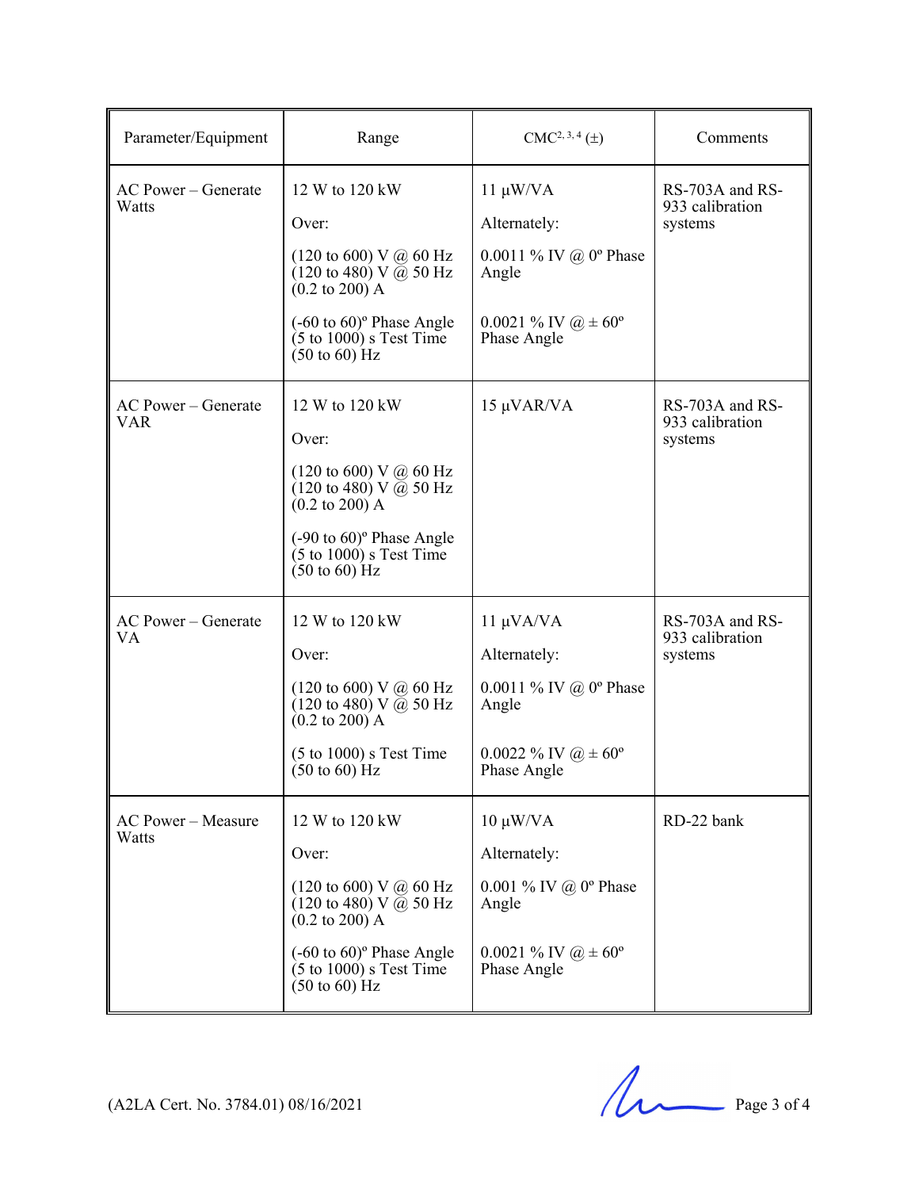| Parameter/Equipment | Range | CMC[2, 3, 4] (±) | Comments |
|---|---|---|---|
| AC Power – Generate Watts | 12 W to 120 kW<br><br>Over:<br><br>(120 to 600) V @ 60 Hz<br>(120 to 480) V @ 50 Hz<br>(0.2 to 200) A<br><br>(-60 to 60)º Phase Angle<br>(5 to 1000) s Test Time<br>(50 to 60) Hz | 11 µW/VA<br><br>Alternately:<br><br>0.0011 % IV @ 0º Phase Angle<br><br>0.0021 % IV @ ± 60º Phase Angle | RS-703A and RS-933 calibration systems |
| AC Power – Generate VAR | 12 W to 120 kW<br><br>Over:<br><br>(120 to 600) V @ 60 Hz<br>(120 to 480) V @ 50 Hz<br>(0.2 to 200) A<br><br>(-90 to 60)º Phase Angle<br>(5 to 1000) s Test Time<br>(50 to 60) Hz | 15 µVAR/VA | RS-703A and RS-933 calibration systems |
| AC Power – Generate VA | 12 W to 120 kW<br><br>Over:<br><br>(120 to 600) V @ 60 Hz<br>(120 to 480) V @ 50 Hz<br>(0.2 to 200) A<br><br>(5 to 1000) s Test Time<br>(50 to 60) Hz | 11 µVA/VA<br><br>Alternately:<br><br>0.0011 % IV @ 0º Phase Angle<br><br>0.0022 % IV @ ± 60º Phase Angle | RS-703A and RS-933 calibration systems |
| AC Power – Measure Watts | 12 W to 120 kW<br><br>Over:<br><br>(120 to 600) V @ 60 Hz<br>(120 to 480) V @ 50 Hz<br>(0.2 to 200) A<br><br>(-60 to 60)º Phase Angle<br>(5 to 1000) s Test Time<br>(50 to 60) Hz | 10 µW/VA<br><br>Alternately:<br><br>0.001 % IV @ 0º Phase Angle<br><br>0.0021 % IV @ ± 60º Phase Angle | RD-22 bank |

(A2LA Cert. No. 3784.01) 08/16/2021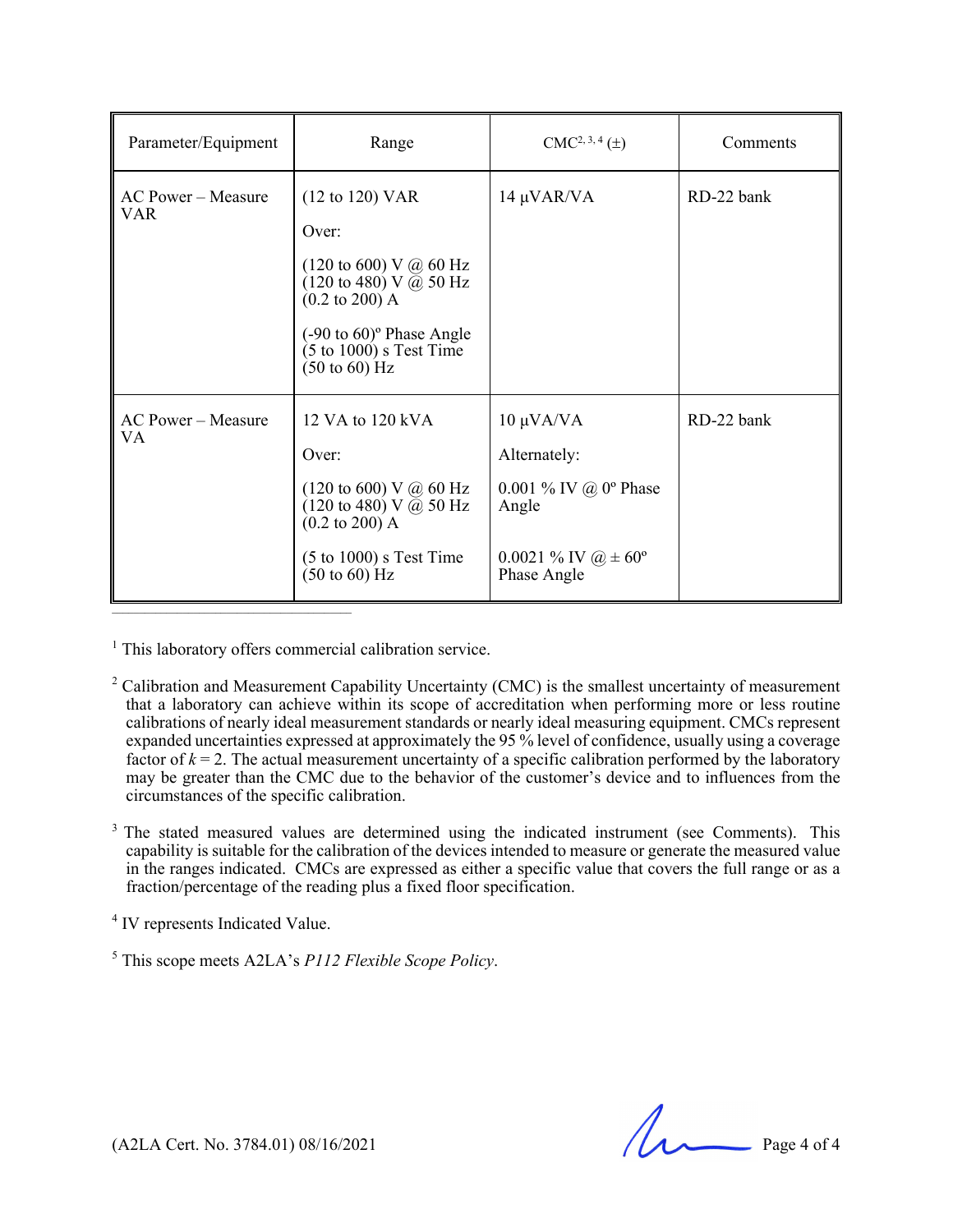| Parameter/Equipment | Range | CMC[2, 3, 4] (±) | Comments |
|---|---|---|---|
| AC Power – Measure VAR | (12 to 120) VAR<br><br>Over:<br><br>(120 to 600) V @ 60 Hz<br>(120 to 480) V @ 50 Hz<br>(0.2 to 200) A<br><br>(-90 to 60)º Phase Angle<br>(5 to 1000) s Test Time<br>(50 to 60) Hz | 14 µVAR/VA | RD-22 bank |
| AC Power – Measure VA | 12 VA to 120 kVA<br><br>Over:<br><br>(120 to 600) V @ 60 Hz<br>(120 to 480) V @ 50 Hz<br>(0.2 to 200) A<br><br>(5 to 1000) s Test Time<br>(50 to 60) Hz | 10 µVA/VA<br><br>Alternately:<br><br>0.001 % IV @ 0º Phase Angle<br><br>0.0021 % IV @ ± 60º Phase Angle | RD-22 bank |

[1] This laboratory offers commercial calibration service.

[2] Calibration and Measurement Capability Uncertainty (CMC) is the smallest uncertainty of measurement that a laboratory can achieve within its scope of accreditation when performing more or less routine calibrations of nearly ideal measurement standards or nearly ideal measuring equipment. CMCs represent expanded uncertainties expressed at approximately the 95 % level of confidence, usually using a coverage factor of $k = 2$. The actual measurement uncertainty of a specific calibration performed by the laboratory may be greater than the CMC due to the behavior of the customer's device and to influences from the circumstances of the specific calibration.

[3] The stated measured values are determined using the indicated instrument (see Comments). This capability is suitable for the calibration of the devices intended to measure or generate the measured value in the ranges indicated. CMCs are expressed as either a specific value that covers the full range or as a fraction/percentage of the reading plus a fixed floor specification.

[4] IV represents Indicated Value.

[5] This scope meets A2LA's *P112 Flexible Scope Policy*.

(A2LA Cert. No. 3784.01) 08/16/2021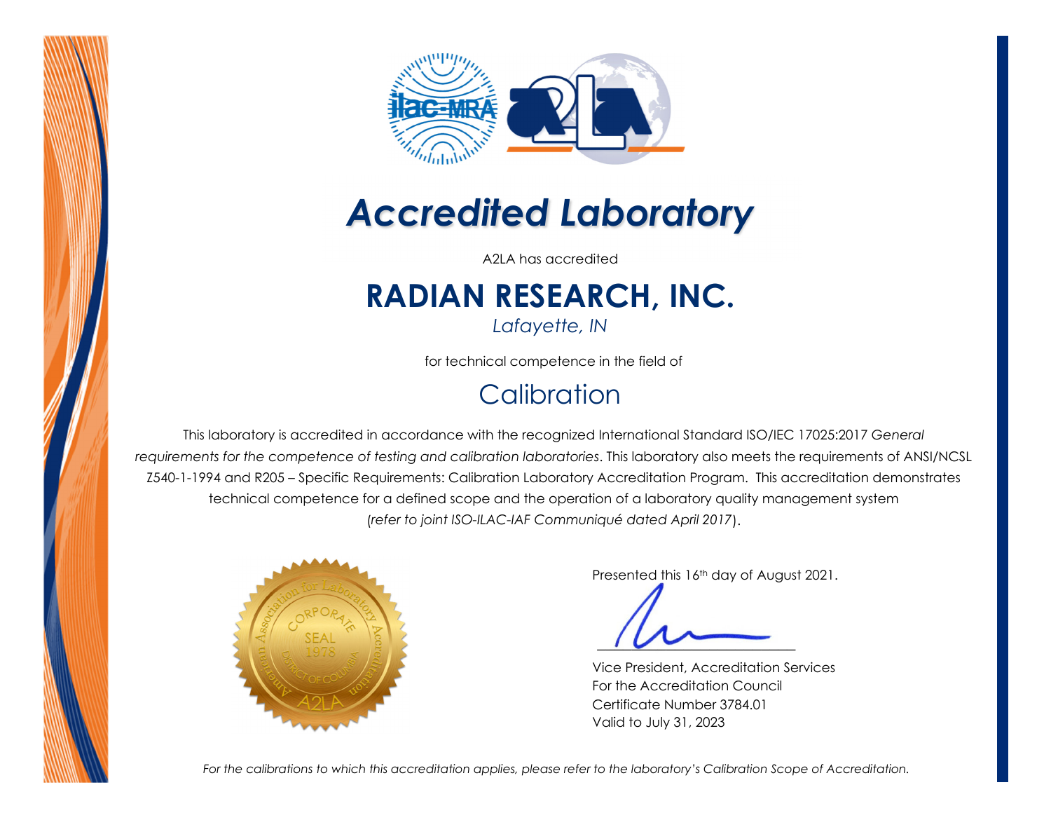# Accredited Laboratory

A2LA has accredited

## RADIAN RESEARCH, INC.

*Lafayette, IN*

for technical competence in the field of

## Calibration

This laboratory is accredited in accordance with the recognized International Standard ISO/IEC 17025:2017 *General requirements for the competence of testing and calibration laboratories*. This laboratory also meets the requirements of ANSI/NCSL Z540-1-1994 and R205 – Specific Requirements: Calibration Laboratory Accreditation Program. This accreditation demonstrates technical competence for a defined scope and the operation of a laboratory quality management system (*refer to joint ISO-ILAC-IAF Communiqué dated April 2017*).

Presented this 16th day of August 2021.

Vice President, Accreditation Services
For the Accreditation Council
Certificate Number 3784.01
Valid to July 31, 2023

*For the calibrations to which this accreditation applies, please refer to the laboratory's Calibration Scope of Accreditation.*